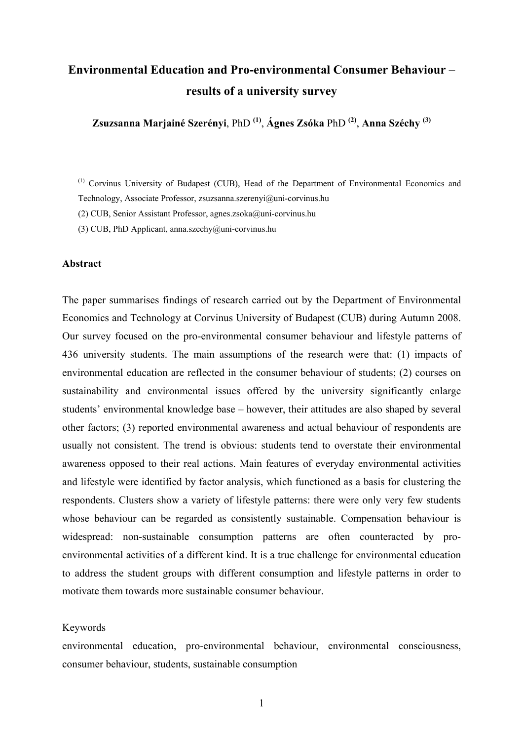# Environmental Education and Pro-environmental Consumer Behaviour – results of a university survey

**Zsuzsanna Marjainé Szerényi**, PhD [1], **Ágnes Zsóka** PhD [2], **Anna Széchy** [3]

[1] Corvinus University of Budapest (CUB), Head of the Department of Environmental Economics and Technology, Associate Professor, zsuzsanna.szerenyi@uni-corvinus.hu

(2) CUB, Senior Assistant Professor, agnes.zsoka@uni-corvinus.hu

(3) CUB, PhD Applicant, anna.szechy@uni-corvinus.hu

## Abstract

The paper summarises findings of research carried out by the Department of Environmental Economics and Technology at Corvinus University of Budapest (CUB) during Autumn 2008. Our survey focused on the pro-environmental consumer behaviour and lifestyle patterns of 436 university students. The main assumptions of the research were that: (1) impacts of environmental education are reflected in the consumer behaviour of students; (2) courses on sustainability and environmental issues offered by the university significantly enlarge students' environmental knowledge base – however, their attitudes are also shaped by several other factors; (3) reported environmental awareness and actual behaviour of respondents are usually not consistent. The trend is obvious: students tend to overstate their environmental awareness opposed to their real actions. Main features of everyday environmental activities and lifestyle were identified by factor analysis, which functioned as a basis for clustering the respondents. Clusters show a variety of lifestyle patterns: there were only very few students whose behaviour can be regarded as consistently sustainable. Compensation behaviour is widespread: non-sustainable consumption patterns are often counteracted by pro-environmental activities of a different kind. It is a true challenge for environmental education to address the student groups with different consumption and lifestyle patterns in order to motivate them towards more sustainable consumer behaviour.

Keywords

environmental education, pro-environmental behaviour, environmental consciousness, consumer behaviour, students, sustainable consumption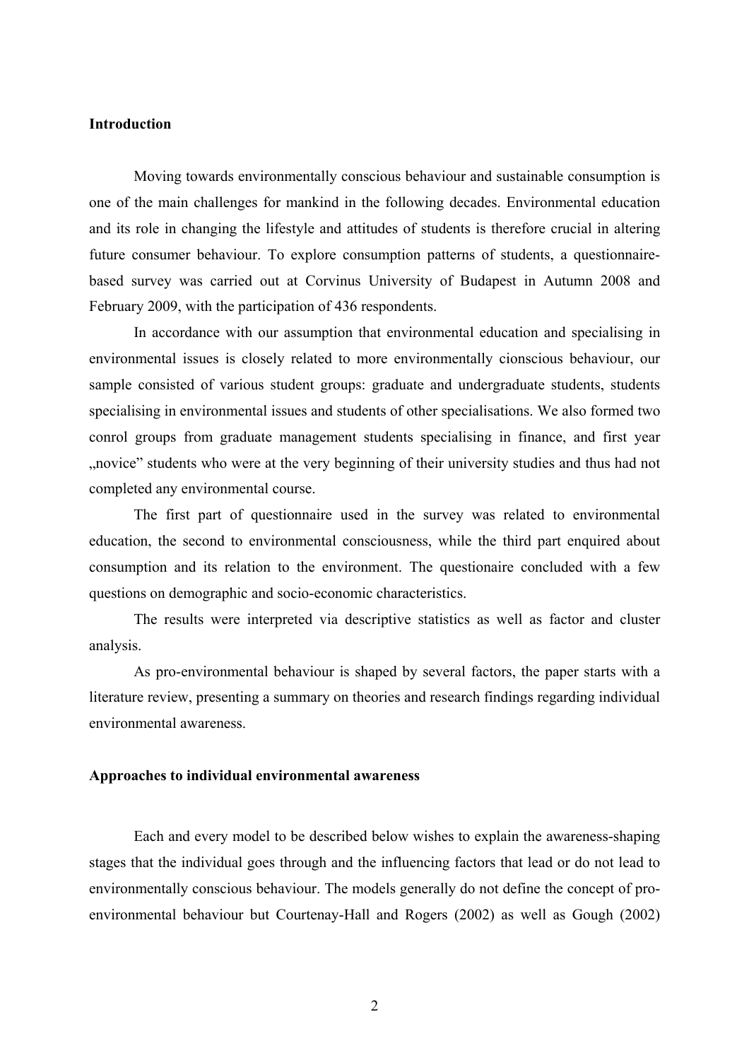## Introduction

Moving towards environmentally conscious behaviour and sustainable consumption is one of the main challenges for mankind in the following decades. Environmental education and its role in changing the lifestyle and attitudes of students is therefore crucial in altering future consumer behaviour. To explore consumption patterns of students, a questionnaire-based survey was carried out at Corvinus University of Budapest in Autumn 2008 and February 2009, with the participation of 436 respondents.

In accordance with our assumption that environmental education and specialising in environmental issues is closely related to more environmentally cionscious behaviour, our sample consisted of various student groups: graduate and undergraduate students, students specialising in environmental issues and students of other specialisations. We also formed two conrol groups from graduate management students specialising in finance, and first year „novice" students who were at the very beginning of their university studies and thus had not completed any environmental course.

The first part of questionnaire used in the survey was related to environmental education, the second to environmental consciousness, while the third part enquired about consumption and its relation to the environment. The questionaire concluded with a few questions on demographic and socio-economic characteristics.

The results were interpreted via descriptive statistics as well as factor and cluster analysis.

As pro-environmental behaviour is shaped by several factors, the paper starts with a literature review, presenting a summary on theories and research findings regarding individual environmental awareness.

## Approaches to individual environmental awareness

Each and every model to be described below wishes to explain the awareness-shaping stages that the individual goes through and the influencing factors that lead or do not lead to environmentally conscious behaviour. The models generally do not define the concept of pro-environmental behaviour but Courtenay-Hall and Rogers (2002) as well as Gough (2002)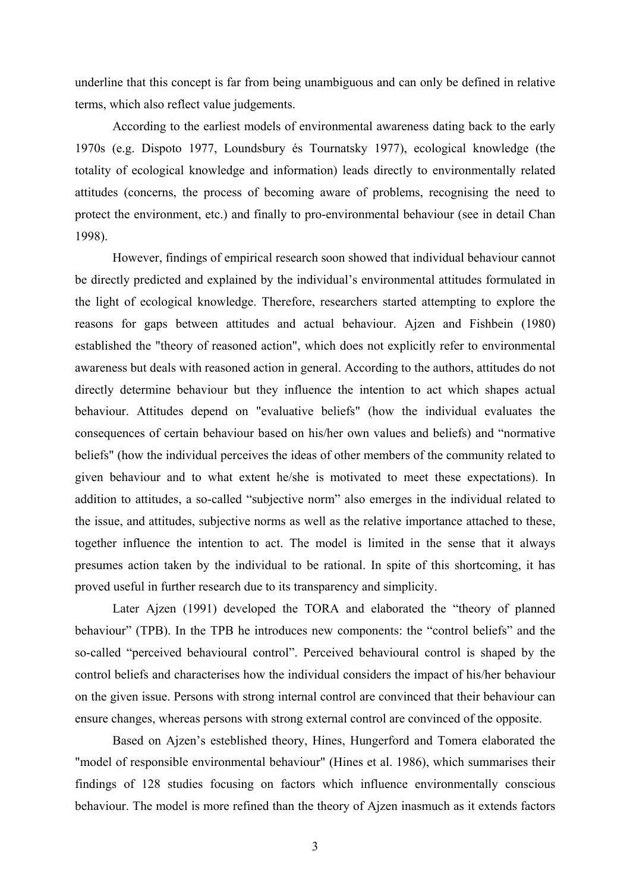underline that this concept is far from being unambiguous and can only be defined in relative terms, which also reflect value judgements.

According to the earliest models of environmental awareness dating back to the early 1970s (e.g. Dispoto 1977, Loundsbury és Tournatsky 1977), ecological knowledge (the totality of ecological knowledge and information) leads directly to environmentally related attitudes (concerns, the process of becoming aware of problems, recognising the need to protect the environment, etc.) and finally to pro-environmental behaviour (see in detail Chan 1998).

However, findings of empirical research soon showed that individual behaviour cannot be directly predicted and explained by the individual's environmental attitudes formulated in the light of ecological knowledge. Therefore, researchers started attempting to explore the reasons for gaps between attitudes and actual behaviour. Ajzen and Fishbein (1980) established the "theory of reasoned action", which does not explicitly refer to environmental awareness but deals with reasoned action in general. According to the authors, attitudes do not directly determine behaviour but they influence the intention to act which shapes actual behaviour. Attitudes depend on "evaluative beliefs" (how the individual evaluates the consequences of certain behaviour based on his/her own values and beliefs) and "normative beliefs" (how the individual perceives the ideas of other members of the community related to given behaviour and to what extent he/she is motivated to meet these expectations). In addition to attitudes, a so-called "subjective norm" also emerges in the individual related to the issue, and attitudes, subjective norms as well as the relative importance attached to these, together influence the intention to act. The model is limited in the sense that it always presumes action taken by the individual to be rational. In spite of this shortcoming, it has proved useful in further research due to its transparency and simplicity.

Later Ajzen (1991) developed the TORA and elaborated the "theory of planned behaviour" (TPB). In the TPB he introduces new components: the "control beliefs" and the so-called "perceived behavioural control". Perceived behavioural control is shaped by the control beliefs and characterises how the individual considers the impact of his/her behaviour on the given issue. Persons with strong internal control are convinced that their behaviour can ensure changes, whereas persons with strong external control are convinced of the opposite.

Based on Ajzen's esteblished theory, Hines, Hungerford and Tomera elaborated the "model of responsible environmental behaviour" (Hines et al. 1986), which summarises their findings of 128 studies focusing on factors which influence environmentally conscious behaviour. The model is more refined than the theory of Ajzen inasmuch as it extends factors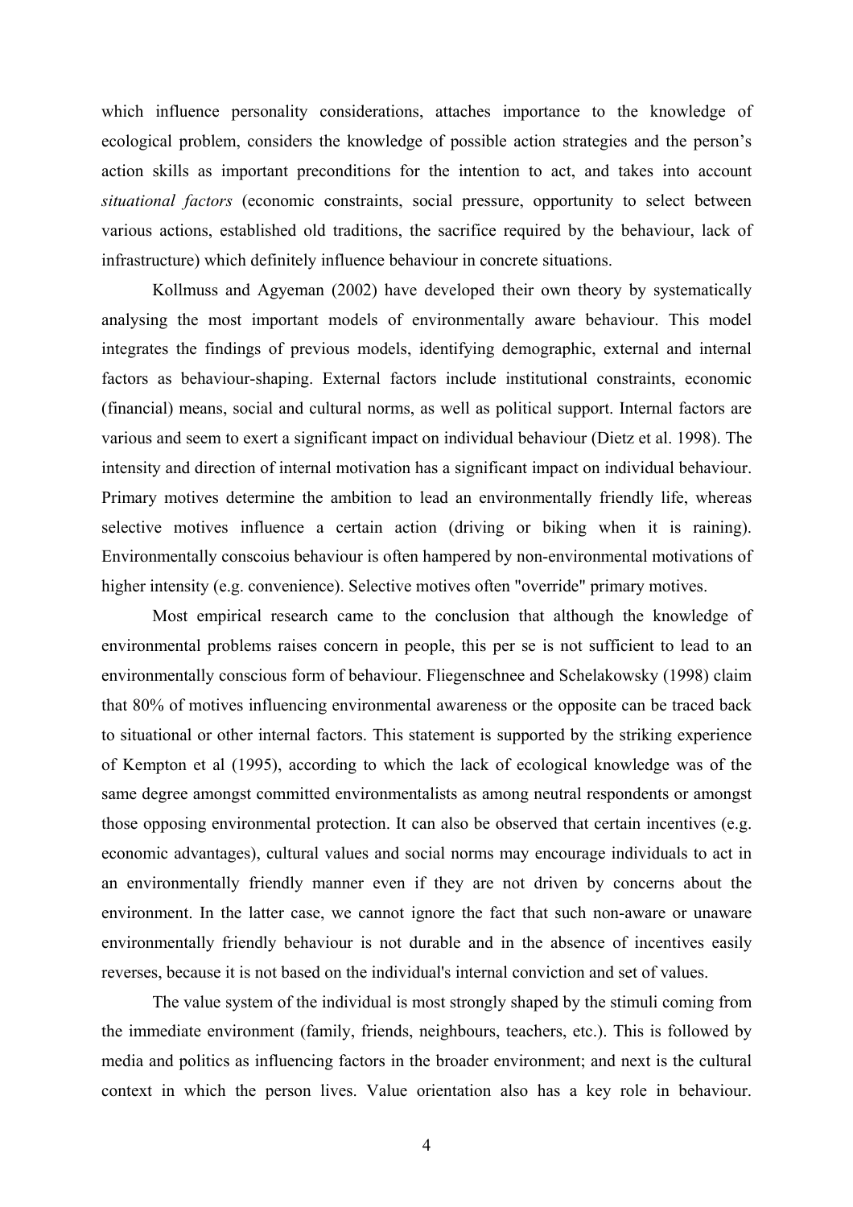which influence personality considerations, attaches importance to the knowledge of ecological problem, considers the knowledge of possible action strategies and the person's action skills as important preconditions for the intention to act, and takes into account *situational factors* (economic constraints, social pressure, opportunity to select between various actions, established old traditions, the sacrifice required by the behaviour, lack of infrastructure) which definitely influence behaviour in concrete situations.

Kollmuss and Agyeman (2002) have developed their own theory by systematically analysing the most important models of environmentally aware behaviour. This model integrates the findings of previous models, identifying demographic, external and internal factors as behaviour-shaping. External factors include institutional constraints, economic (financial) means, social and cultural norms, as well as political support. Internal factors are various and seem to exert a significant impact on individual behaviour (Dietz et al. 1998). The intensity and direction of internal motivation has a significant impact on individual behaviour. Primary motives determine the ambition to lead an environmentally friendly life, whereas selective motives influence a certain action (driving or biking when it is raining). Environmentally conscoius behaviour is often hampered by non-environmental motivations of higher intensity (e.g. convenience). Selective motives often "override" primary motives.

Most empirical research came to the conclusion that although the knowledge of environmental problems raises concern in people, this per se is not sufficient to lead to an environmentally conscious form of behaviour. Fliegenschnee and Schelakowsky (1998) claim that 80% of motives influencing environmental awareness or the opposite can be traced back to situational or other internal factors. This statement is supported by the striking experience of Kempton et al (1995), according to which the lack of ecological knowledge was of the same degree amongst committed environmentalists as among neutral respondents or amongst those opposing environmental protection. It can also be observed that certain incentives (e.g. economic advantages), cultural values and social norms may encourage individuals to act in an environmentally friendly manner even if they are not driven by concerns about the environment. In the latter case, we cannot ignore the fact that such non-aware or unaware environmentally friendly behaviour is not durable and in the absence of incentives easily reverses, because it is not based on the individual's internal conviction and set of values.

The value system of the individual is most strongly shaped by the stimuli coming from the immediate environment (family, friends, neighbours, teachers, etc.). This is followed by media and politics as influencing factors in the broader environment; and next is the cultural context in which the person lives. Value orientation also has a key role in behaviour.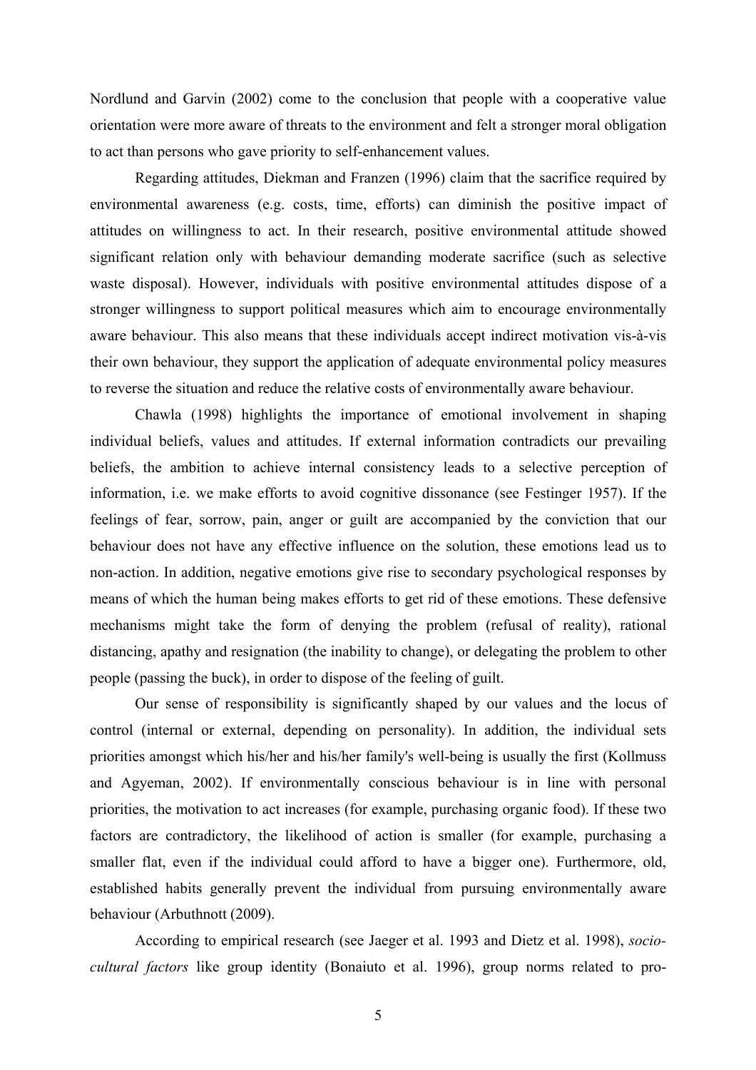Nordlund and Garvin (2002) come to the conclusion that people with a cooperative value orientation were more aware of threats to the environment and felt a stronger moral obligation to act than persons who gave priority to self-enhancement values.

Regarding attitudes, Diekman and Franzen (1996) claim that the sacrifice required by environmental awareness (e.g. costs, time, efforts) can diminish the positive impact of attitudes on willingness to act. In their research, positive environmental attitude showed significant relation only with behaviour demanding moderate sacrifice (such as selective waste disposal). However, individuals with positive environmental attitudes dispose of a stronger willingness to support political measures which aim to encourage environmentally aware behaviour. This also means that these individuals accept indirect motivation vis-à-vis their own behaviour, they support the application of adequate environmental policy measures to reverse the situation and reduce the relative costs of environmentally aware behaviour.

Chawla (1998) highlights the importance of emotional involvement in shaping individual beliefs, values and attitudes. If external information contradicts our prevailing beliefs, the ambition to achieve internal consistency leads to a selective perception of information, i.e. we make efforts to avoid cognitive dissonance (see Festinger 1957). If the feelings of fear, sorrow, pain, anger or guilt are accompanied by the conviction that our behaviour does not have any effective influence on the solution, these emotions lead us to non-action. In addition, negative emotions give rise to secondary psychological responses by means of which the human being makes efforts to get rid of these emotions. These defensive mechanisms might take the form of denying the problem (refusal of reality), rational distancing, apathy and resignation (the inability to change), or delegating the problem to other people (passing the buck), in order to dispose of the feeling of guilt.

Our sense of responsibility is significantly shaped by our values and the locus of control (internal or external, depending on personality). In addition, the individual sets priorities amongst which his/her and his/her family's well-being is usually the first (Kollmuss and Agyeman, 2002). If environmentally conscious behaviour is in line with personal priorities, the motivation to act increases (for example, purchasing organic food). If these two factors are contradictory, the likelihood of action is smaller (for example, purchasing a smaller flat, even if the individual could afford to have a bigger one). Furthermore, old, established habits generally prevent the individual from pursuing environmentally aware behaviour (Arbuthnott (2009).

According to empirical research (see Jaeger et al. 1993 and Dietz et al. 1998), *socio-cultural factors* like group identity (Bonaiuto et al. 1996), group norms related to pro-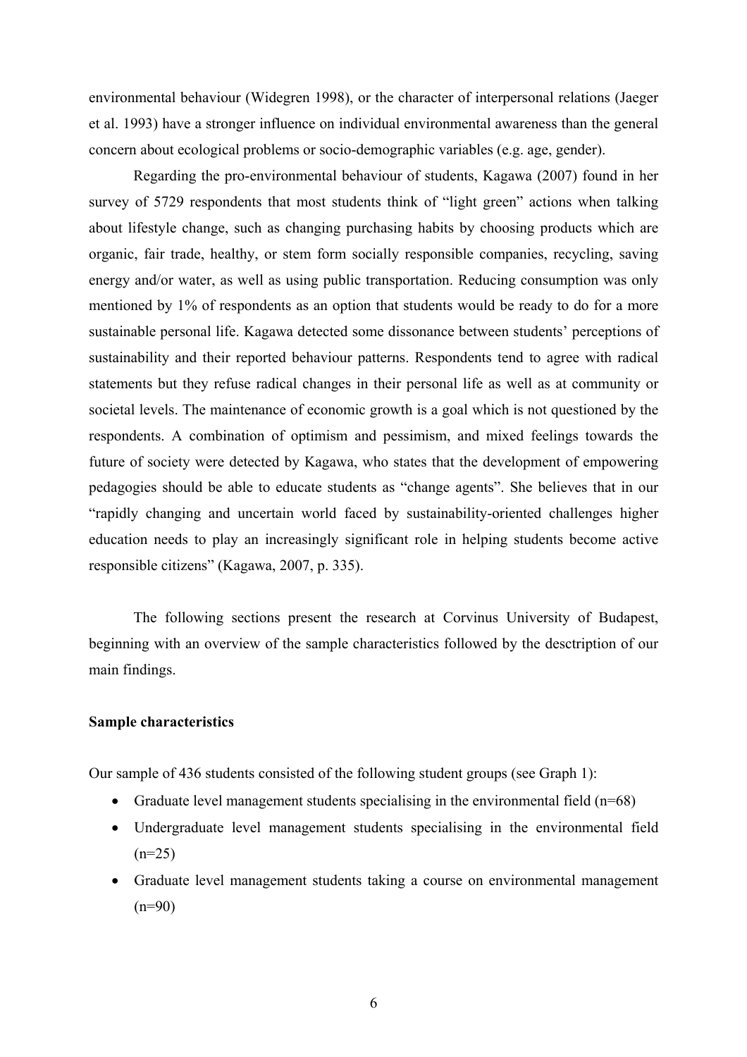environmental behaviour (Widegren 1998), or the character of interpersonal relations (Jaeger et al. 1993) have a stronger influence on individual environmental awareness than the general concern about ecological problems or socio-demographic variables (e.g. age, gender).

Regarding the pro-environmental behaviour of students, Kagawa (2007) found in her survey of 5729 respondents that most students think of "light green" actions when talking about lifestyle change, such as changing purchasing habits by choosing products which are organic, fair trade, healthy, or stem form socially responsible companies, recycling, saving energy and/or water, as well as using public transportation. Reducing consumption was only mentioned by 1% of respondents as an option that students would be ready to do for a more sustainable personal life. Kagawa detected some dissonance between students' perceptions of sustainability and their reported behaviour patterns. Respondents tend to agree with radical statements but they refuse radical changes in their personal life as well as at community or societal levels. The maintenance of economic growth is a goal which is not questioned by the respondents. A combination of optimism and pessimism, and mixed feelings towards the future of society were detected by Kagawa, who states that the development of empowering pedagogies should be able to educate students as "change agents". She believes that in our "rapidly changing and uncertain world faced by sustainability-oriented challenges higher education needs to play an increasingly significant role in helping students become active responsible citizens" (Kagawa, 2007, p. 335).

The following sections present the research at Corvinus University of Budapest, beginning with an overview of the sample characteristics followed by the desctription of our main findings.

**Sample characteristics**

Our sample of 436 students consisted of the following student groups (see Graph 1):

- Graduate level management students specialising in the environmental field (n=68)
- Undergraduate level management students specialising in the environmental field (n=25)
- Graduate level management students taking a course on environmental management (n=90)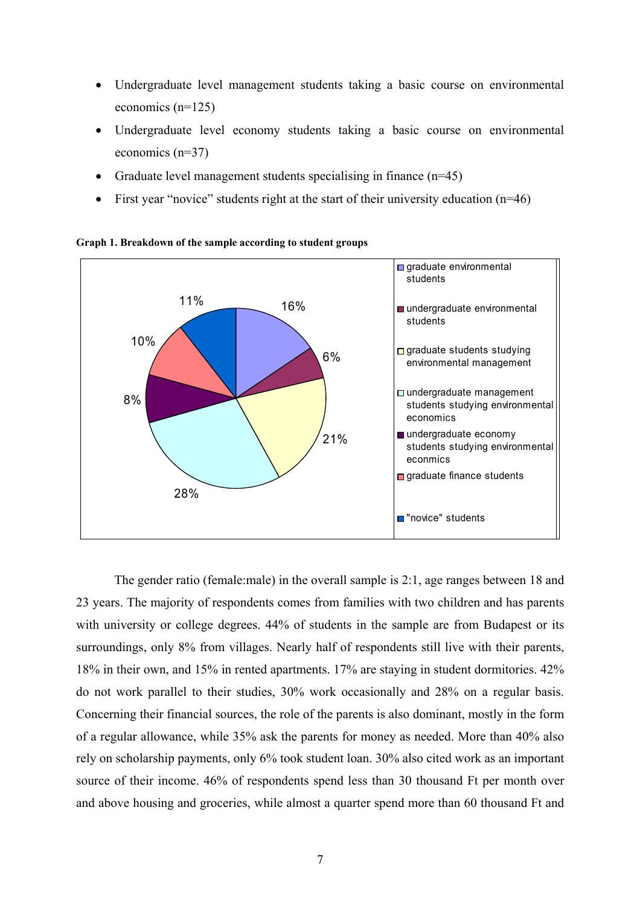- Undergraduate level management students taking a basic course on environmental economics (n=125)
- Undergraduate level economy students taking a basic course on environmental economics (n=37)
- Graduate level management students specialising in finance (n=45)
- First year "novice" students right at the start of their university education (n=46)

**Graph 1. Breakdown of the sample according to student groups**

| Student group | Share |
|---|---|
| graduate environmental students | 16% |
| undergraduate environmental students | 6% |
| graduate students studying environmental management | 21% |
| undergraduate management students studying environmental economics | 28% |
| undergraduate economy students studying environmental econmics | 8% |
| graduate finance students | 10% |
| "novice" students | 11% |

The gender ratio (female:male) in the overall sample is 2:1, age ranges between 18 and 23 years. The majority of respondents comes from families with two children and has parents with university or college degrees. 44% of students in the sample are from Budapest or its surroundings, only 8% from villages. Nearly half of respondents still live with their parents, 18% in their own, and 15% in rented apartments. 17% are staying in student dormitories. 42% do not work parallel to their studies, 30% work occasionally and 28% on a regular basis. Concerning their financial sources, the role of the parents is also dominant, mostly in the form of a regular allowance, while 35% ask the parents for money as needed. More than 40% also rely on scholarship payments, only 6% took student loan. 30% also cited work as an important source of their income. 46% of respondents spend less than 30 thousand Ft per month over and above housing and groceries, while almost a quarter spend more than 60 thousand Ft and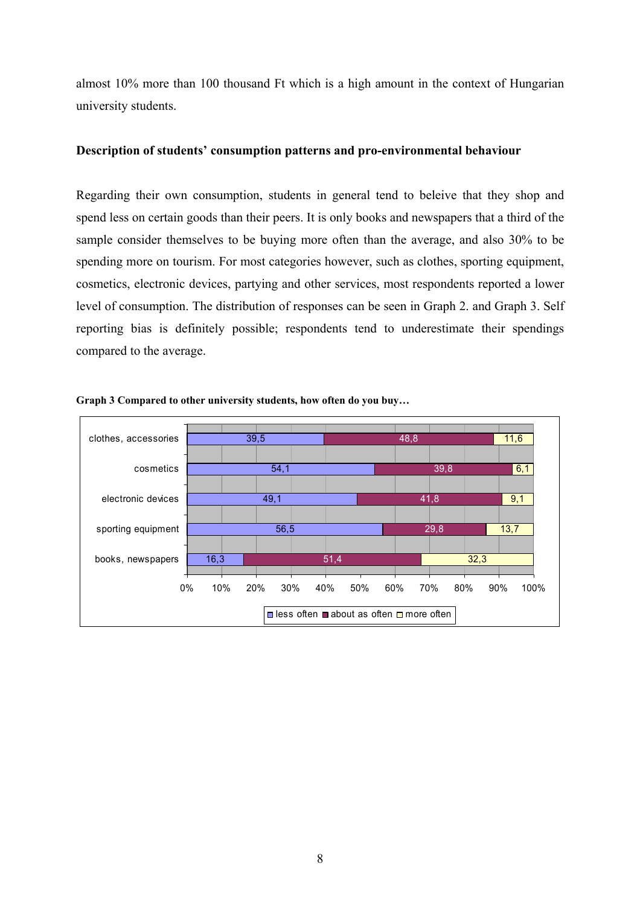almost 10% more than 100 thousand Ft which is a high amount in the context of Hungarian university students.

**Description of students' consumption patterns and pro-environmental behaviour**

Regarding their own consumption, students in general tend to beleive that they shop and spend less on certain goods than their peers. It is only books and newspapers that a third of the sample consider themselves to be buying more often than the average, and also 30% to be spending more on tourism. For most categories however, such as clothes, sporting equipment, cosmetics, electronic devices, partying and other services, most respondents reported a lower level of consumption. The distribution of responses can be seen in Graph 2. and Graph 3. Self reporting bias is definitely possible; respondents tend to underestimate their spendings compared to the average.

**Graph 3 Compared to other university students, how often do you buy…**

| | less often | about as often | more often |
|---|---|---|---|
| clothes, accessories | 39,5 | 48,8 | 11,6 |
| cosmetics | 54,1 | 39,8 | 6,1 |
| electronic devices | 49,1 | 41,8 | 9,1 |
| sporting equipment | 56,5 | 29,8 | 13,7 |
| books, newspapers | 16,3 | 51,4 | 32,3 |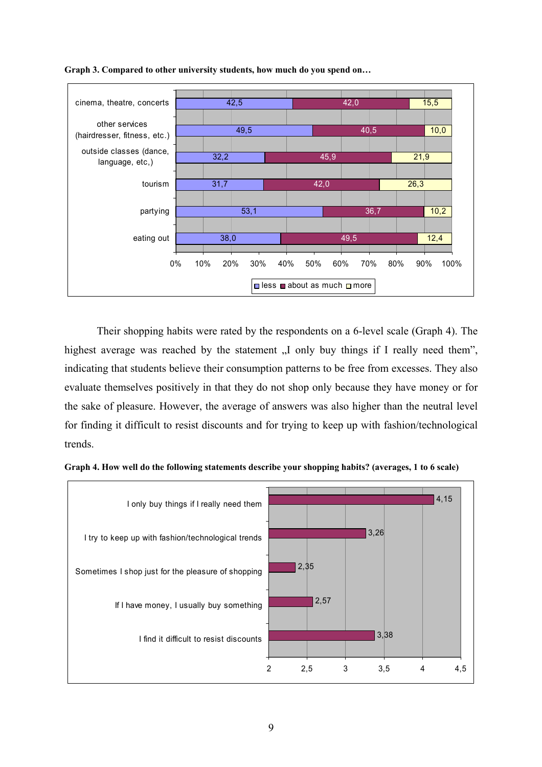**Graph 3. Compared to other university students, how much do you spend on…**

| | less | about as much | more |
|---|---|---|---|
| cinema, theatre, concerts | 42,5 | 42,0 | 15,5 |
| other services (hairdresser, fitness, etc.) | 49,5 | 40,5 | 10,0 |
| outside classes (dance, language, etc,) | 32,2 | 45,9 | 21,9 |
| tourism | 31,7 | 42,0 | 26,3 |
| partying | 53,1 | 36,7 | 10,2 |
| eating out | 38,0 | 49,5 | 12,4 |

Their shopping habits were rated by the respondents on a 6-level scale (Graph 4). The highest average was reached by the statement „I only buy things if I really need them", indicating that students believe their consumption patterns to be free from excesses. They also evaluate themselves positively in that they do not shop only because they have money or for the sake of pleasure. However, the average of answers was also higher than the neutral level for finding it difficult to resist discounts and for trying to keep up with fashion/technological trends.

**Graph 4. How well do the following statements describe your shopping habits? (averages, 1 to 6 scale)**

| Statement | Average |
|---|---|
| I only buy things if I really need them | 4,15 |
| I try to keep up with fashion/technological trends | 3,26 |
| Sometimes I shop just for the pleasure of shopping | 2,35 |
| If I have money, I usually buy something | 2,57 |
| I find it difficult to resist discounts | 3,38 |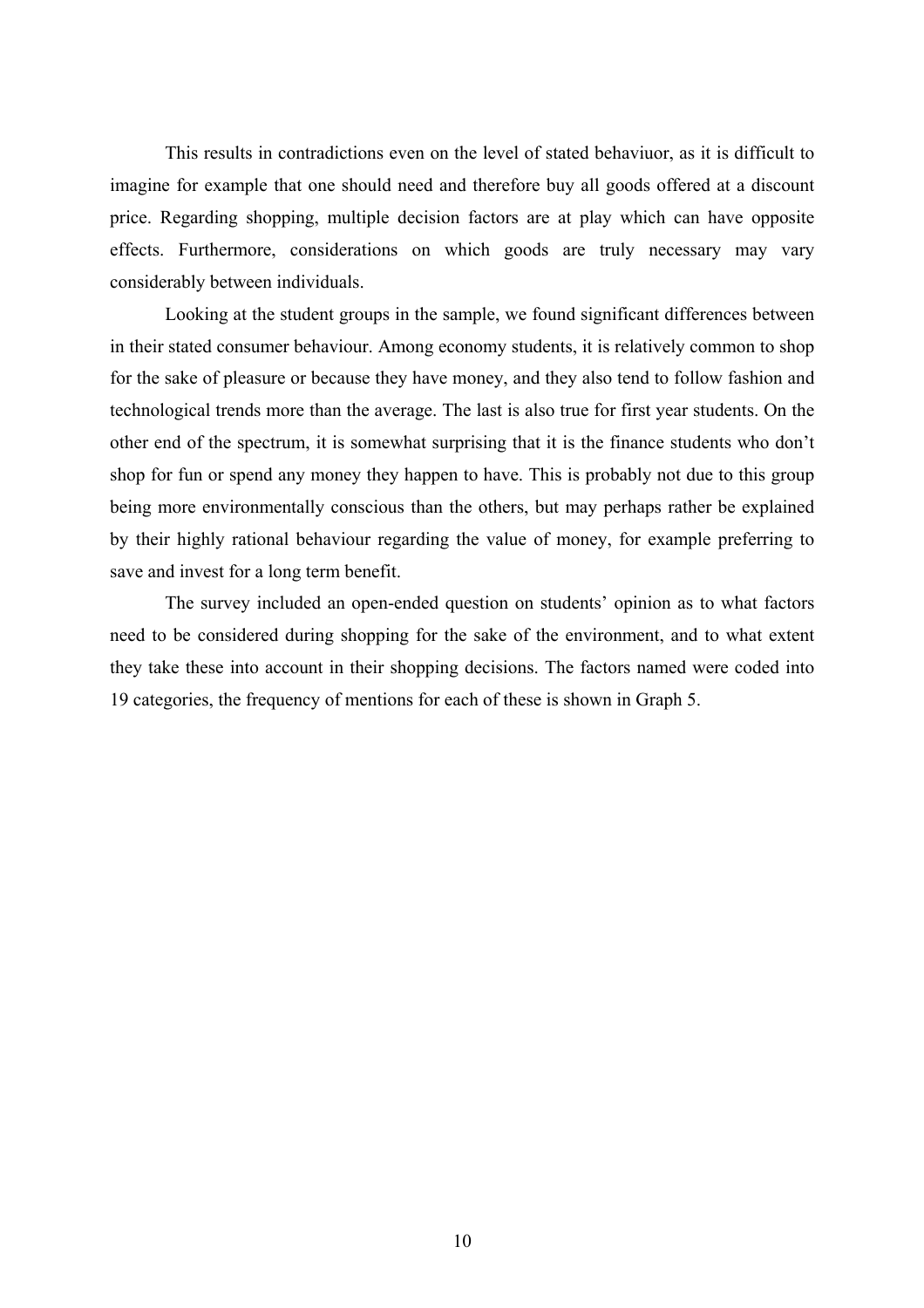This results in contradictions even on the level of stated behaviuor, as it is difficult to imagine for example that one should need and therefore buy all goods offered at a discount price. Regarding shopping, multiple decision factors are at play which can have opposite effects. Furthermore, considerations on which goods are truly necessary may vary considerably between individuals.

Looking at the student groups in the sample, we found significant differences between in their stated consumer behaviour. Among economy students, it is relatively common to shop for the sake of pleasure or because they have money, and they also tend to follow fashion and technological trends more than the average. The last is also true for first year students. On the other end of the spectrum, it is somewhat surprising that it is the finance students who don't shop for fun or spend any money they happen to have. This is probably not due to this group being more environmentally conscious than the others, but may perhaps rather be explained by their highly rational behaviour regarding the value of money, for example preferring to save and invest for a long term benefit.

The survey included an open-ended question on students' opinion as to what factors need to be considered during shopping for the sake of the environment, and to what extent they take these into account in their shopping decisions. The factors named were coded into 19 categories, the frequency of mentions for each of these is shown in Graph 5.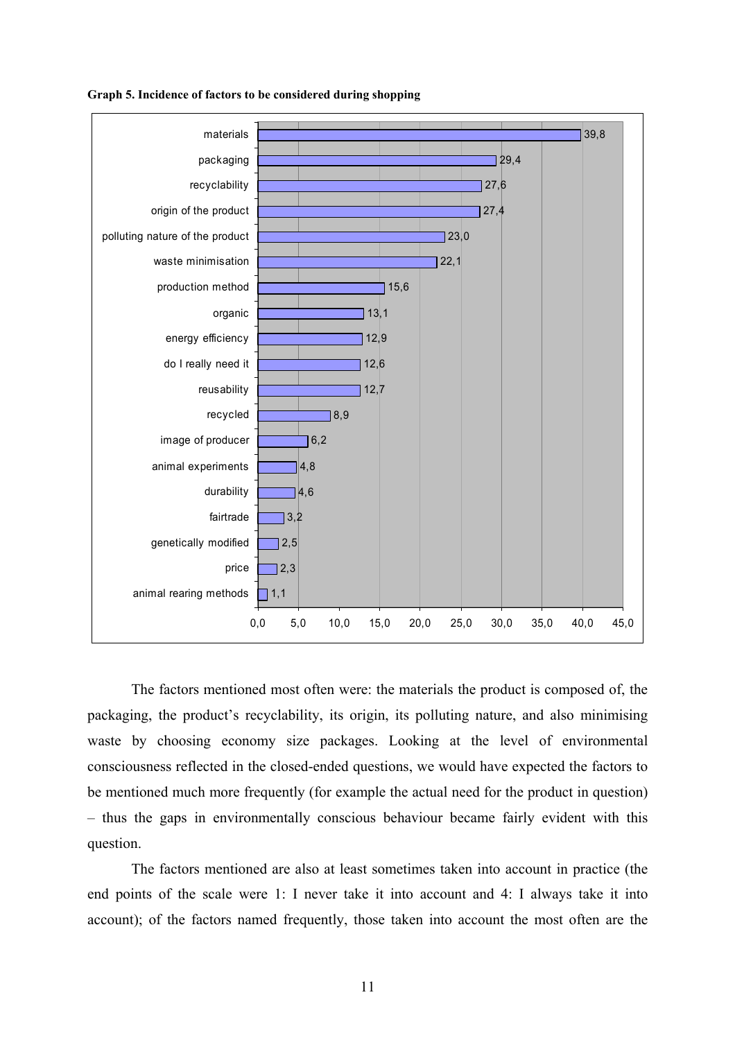**Graph 5. Incidence of factors to be considered during shopping**

| Factor | % |
|---|---|
| materials | 39,8 |
| packaging | 29,4 |
| recyclability | 27,6 |
| origin of the product | 27,4 |
| polluting nature of the product | 23,0 |
| waste minimisation | 22,1 |
| production method | 15,6 |
| organic | 13,1 |
| energy efficiency | 12,9 |
| do I really need it | 12,6 |
| reusability | 12,7 |
| recycled | 8,9 |
| image of producer | 6,2 |
| animal experiments | 4,8 |
| durability | 4,6 |
| fairtrade | 3,2 |
| genetically modified | 2,5 |
| price | 2,3 |
| animal rearing methods | 1,1 |

The factors mentioned most often were: the materials the product is composed of, the packaging, the product's recyclability, its origin, its polluting nature, and also minimising waste by choosing economy size packages. Looking at the level of environmental consciousness reflected in the closed-ended questions, we would have expected the factors to be mentioned much more frequently (for example the actual need for the product in question) – thus the gaps in environmentally conscious behaviour became fairly evident with this question.

The factors mentioned are also at least sometimes taken into account in practice (the end points of the scale were 1: I never take it into account and 4: I always take it into account); of the factors named frequently, those taken into account the most often are the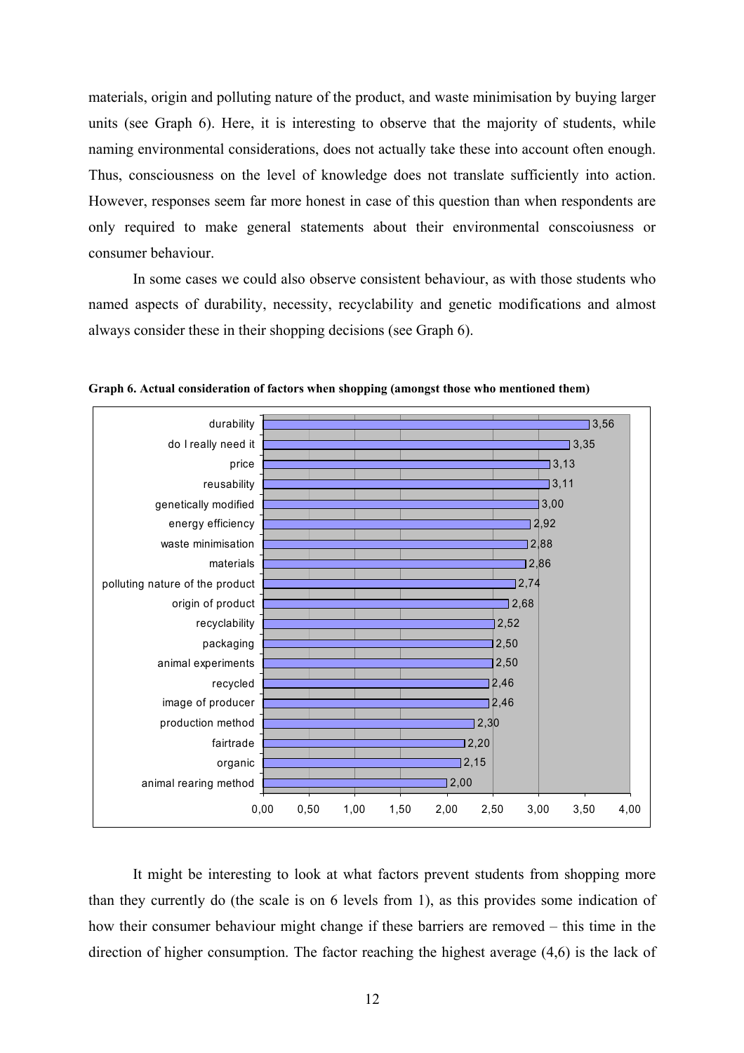materials, origin and polluting nature of the product, and waste minimisation by buying larger units (see Graph 6). Here, it is interesting to observe that the majority of students, while naming environmental considerations, does not actually take these into account often enough. Thus, consciousness on the level of knowledge does not translate sufficiently into action. However, responses seem far more honest in case of this question than when respondents are only required to make general statements about their environmental conscoiusness or consumer behaviour.

In some cases we could also observe consistent behaviour, as with those students who named aspects of durability, necessity, recyclability and genetic modifications and almost always consider these in their shopping decisions (see Graph 6).

**Graph 6. Actual consideration of factors when shopping (amongst those who mentioned them)**

| Factor | Value |
|---|---|
| durability | 3,56 |
| do I really need it | 3,35 |
| price | 3,13 |
| reusability | 3,11 |
| genetically modified | 3,00 |
| energy efficiency | 2,92 |
| waste minimisation | 2,88 |
| materials | 2,86 |
| polluting nature of the product | 2,74 |
| origin of product | 2,68 |
| recyclability | 2,52 |
| packaging | 2,50 |
| animal experiments | 2,50 |
| recycled | 2,46 |
| image of producer | 2,46 |
| production method | 2,30 |
| fairtrade | 2,20 |
| organic | 2,15 |
| animal rearing method | 2,00 |

It might be interesting to look at what factors prevent students from shopping more than they currently do (the scale is on 6 levels from 1), as this provides some indication of how their consumer behaviour might change if these barriers are removed – this time in the direction of higher consumption. The factor reaching the highest average (4,6) is the lack of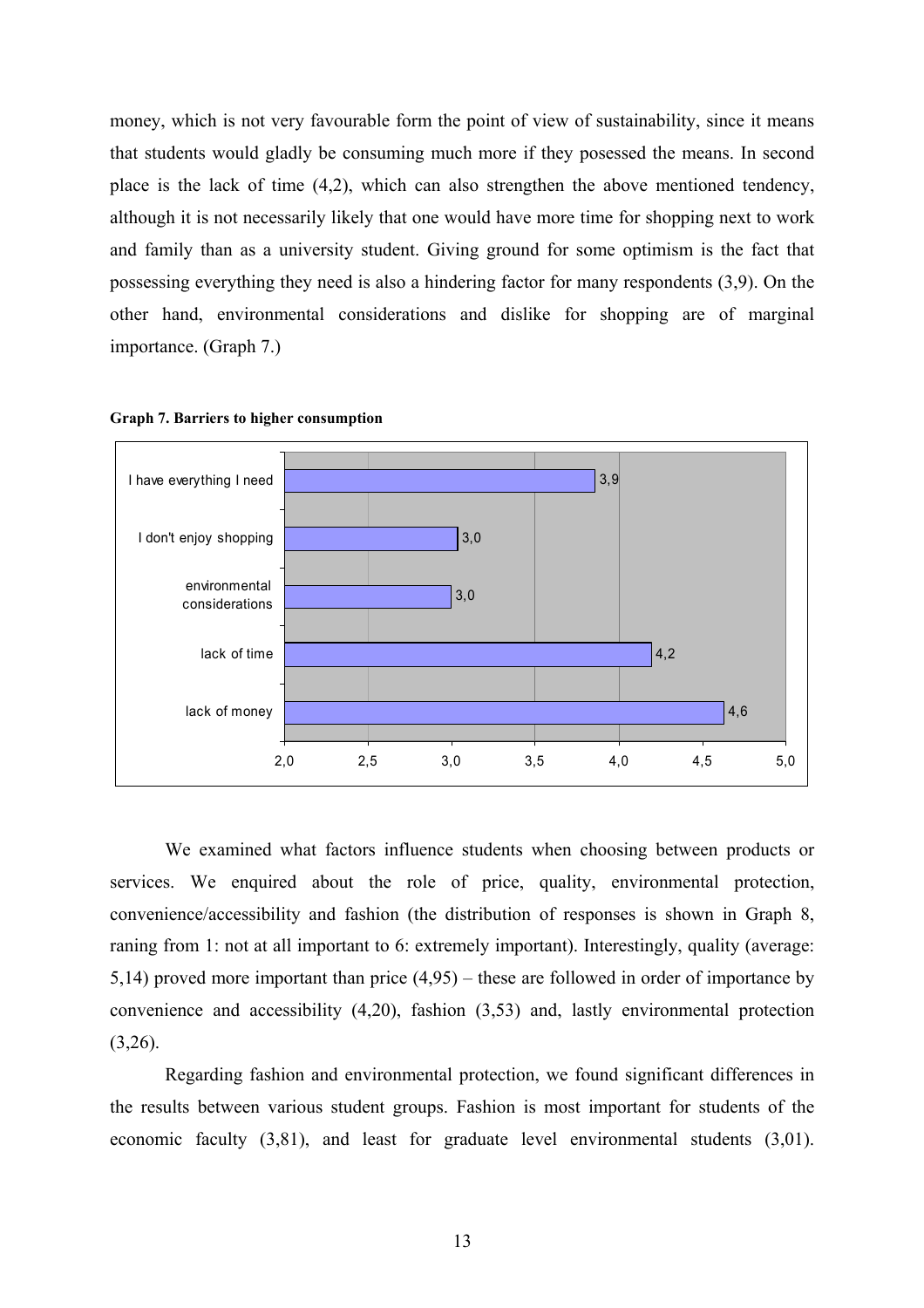money, which is not very favourable form the point of view of sustainability, since it means that students would gladly be consuming much more if they posessed the means. In second place is the lack of time (4,2), which can also strengthen the above mentioned tendency, although it is not necessarily likely that one would have more time for shopping next to work and family than as a university student. Giving ground for some optimism is the fact that possessing everything they need is also a hindering factor for many respondents (3,9). On the other hand, environmental considerations and dislike for shopping are of marginal importance. (Graph 7.)

**Graph 7. Barriers to higher consumption**

| Barrier | Value |
|---|---|
| I have everything I need | 3,9 |
| I don't enjoy shopping | 3,0 |
| environmental considerations | 3,0 |
| lack of time | 4,2 |
| lack of money | 4,6 |

We examined what factors influence students when choosing between products or services. We enquired about the role of price, quality, environmental protection, convenience/accessibility and fashion (the distribution of responses is shown in Graph 8, raning from 1: not at all important to 6: extremely important). Interestingly, quality (average: 5,14) proved more important than price (4,95) – these are followed in order of importance by convenience and accessibility (4,20), fashion (3,53) and, lastly environmental protection (3,26).

Regarding fashion and environmental protection, we found significant differences in the results between various student groups. Fashion is most important for students of the economic faculty (3,81), and least for graduate level environmental students (3,01).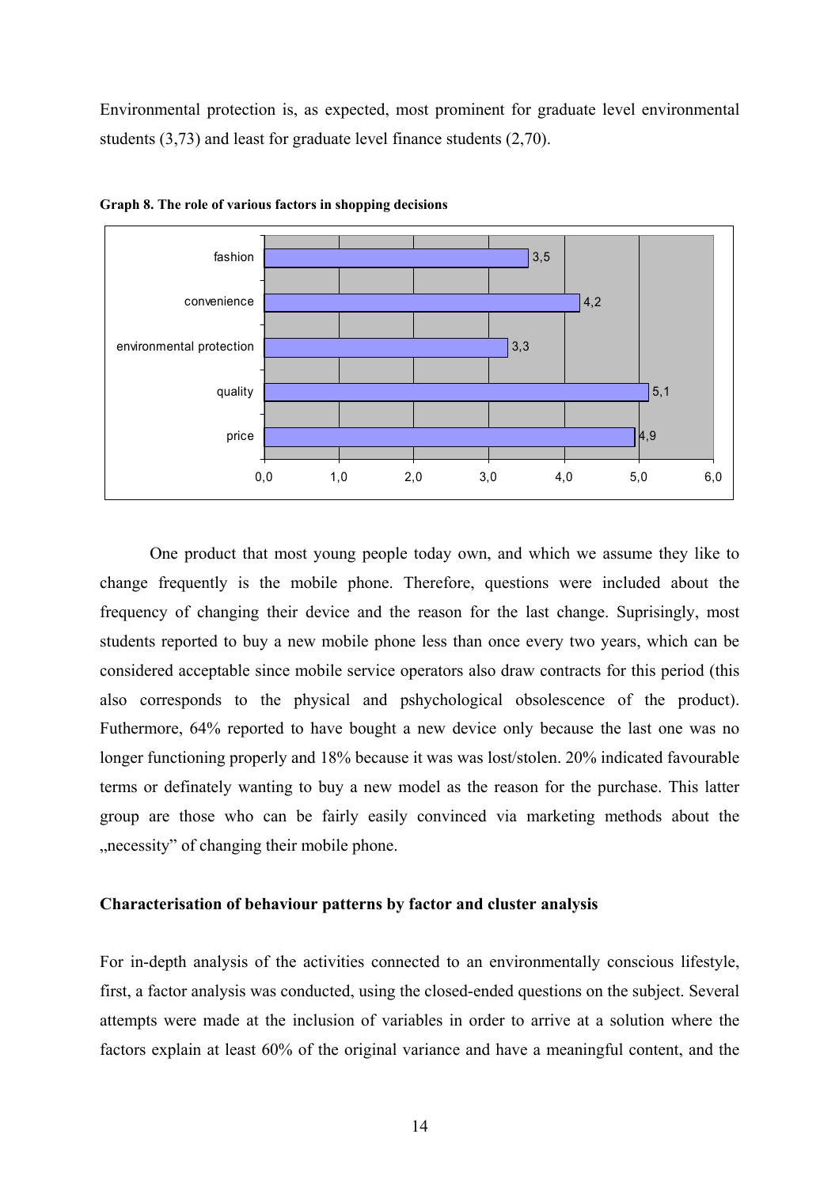Environmental protection is, as expected, most prominent for graduate level environmental students (3,73) and least for graduate level finance students (2,70).

**Graph 8. The role of various factors in shopping decisions**

| Factor | Value |
|---|---|
| fashion | 3,5 |
| convenience | 4,2 |
| environmental protection | 3,3 |
| quality | 5,1 |
| price | 4,9 |

One product that most young people today own, and which we assume they like to change frequently is the mobile phone. Therefore, questions were included about the frequency of changing their device and the reason for the last change. Suprisingly, most students reported to buy a new mobile phone less than once every two years, which can be considered acceptable since mobile service operators also draw contracts for this period (this also corresponds to the physical and pshychological obsolescence of the product). Futhermore, 64% reported to have bought a new device only because the last one was no longer functioning properly and 18% because it was was lost/stolen. 20% indicated favourable terms or definately wanting to buy a new model as the reason for the purchase. This latter group are those who can be fairly easily convinced via marketing methods about the „necessity" of changing their mobile phone.

### Characterisation of behaviour patterns by factor and cluster analysis

For in-depth analysis of the activities connected to an environmentally conscious lifestyle, first, a factor analysis was conducted, using the closed-ended questions on the subject. Several attempts were made at the inclusion of variables in order to arrive at a solution where the factors explain at least 60% of the original variance and have a meaningful content, and the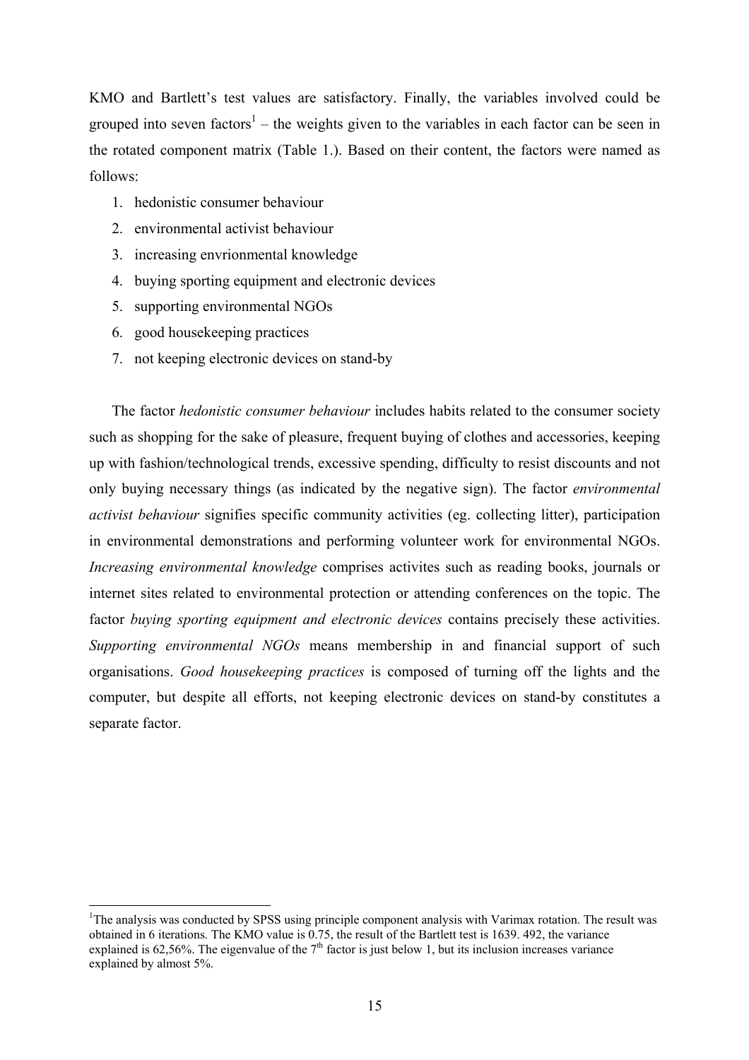KMO and Bartlett's test values are satisfactory. Finally, the variables involved could be grouped into seven factors[1] – the weights given to the variables in each factor can be seen in the rotated component matrix (Table 1.). Based on their content, the factors were named as follows:

1. hedonistic consumer behaviour
2. environmental activist behaviour
3. increasing envrionmental knowledge
4. buying sporting equipment and electronic devices
5. supporting environmental NGOs
6. good housekeeping practices
7. not keeping electronic devices on stand-by

The factor *hedonistic consumer behaviour* includes habits related to the consumer society such as shopping for the sake of pleasure, frequent buying of clothes and accessories, keeping up with fashion/technological trends, excessive spending, difficulty to resist discounts and not only buying necessary things (as indicated by the negative sign). The factor *environmental activist behaviour* signifies specific community activities (eg. collecting litter), participation in environmental demonstrations and performing volunteer work for environmental NGOs. *Increasing environmental knowledge* comprises activites such as reading books, journals or internet sites related to environmental protection or attending conferences on the topic. The factor *buying sporting equipment and electronic devices* contains precisely these activities. *Supporting environmental NGOs* means membership in and financial support of such organisations. *Good housekeeping practices* is composed of turning off the lights and the computer, but despite all efforts, not keeping electronic devices on stand-by constitutes a separate factor.

[1] The analysis was conducted by SPSS using principle component analysis with Varimax rotation. The result was obtained in 6 iterations. The KMO value is 0.75, the result of the Bartlett test is 1639. 492, the variance explained is 62,56%. The eigenvalue of the 7th factor is just below 1, but its inclusion increases variance explained by almost 5%.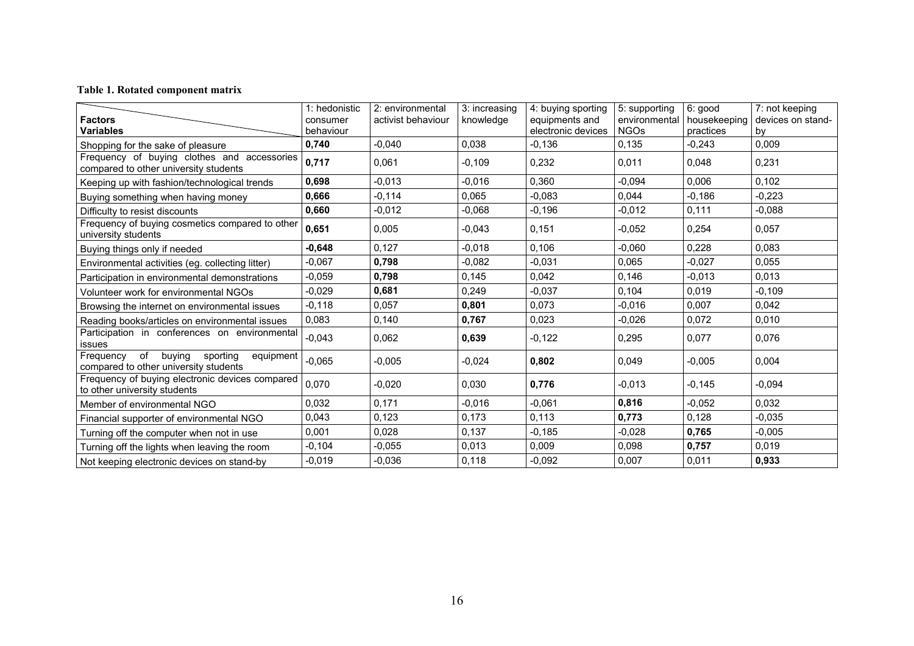**Table 1. Rotated component matrix**

| Factors / Variables | 1: hedonistic consumer behaviour | 2: environmental activist behaviour | 3: increasing knowledge | 4: buying sporting equipments and electronic devices | 5: supporting environmental NGOs | 6: good housekeeping practices | 7: not keeping devices on stand-by |
|---|---|---|---|---|---|---|---|
| Shopping for the sake of pleasure | **0,740** | -0,040 | 0,038 | -0,136 | 0,135 | -0,243 | 0,009 |
| Frequency of buying clothes and accessories compared to other university students | **0,717** | 0,061 | -0,109 | 0,232 | 0,011 | 0,048 | 0,231 |
| Keeping up with fashion/technological trends | **0,698** | -0,013 | -0,016 | 0,360 | -0,094 | 0,006 | 0,102 |
| Buying something when having money | **0,666** | -0,114 | 0,065 | -0,083 | 0,044 | -0,186 | -0,223 |
| Difficulty to resist discounts | **0,660** | -0,012 | -0,068 | -0,196 | -0,012 | 0,111 | -0,088 |
| Frequency of buying cosmetics compared to other university students | **0,651** | 0,005 | -0,043 | 0,151 | -0,052 | 0,254 | 0,057 |
| Buying things only if needed | **-0,648** | 0,127 | -0,018 | 0,106 | -0,060 | 0,228 | 0,083 |
| Environmental activities (eg. collecting litter) | -0,067 | **0,798** | -0,082 | -0,031 | 0,065 | -0,027 | 0,055 |
| Participation in environmental demonstrations | -0,059 | **0,798** | 0,145 | 0,042 | 0,146 | -0,013 | 0,013 |
| Volunteer work for environmental NGOs | -0,029 | **0,681** | 0,249 | -0,037 | 0,104 | 0,019 | -0,109 |
| Browsing the internet on environmental issues | -0,118 | 0,057 | **0,801** | 0,073 | -0,016 | 0,007 | 0,042 |
| Reading books/articles on environmental issues | 0,083 | 0,140 | **0,767** | 0,023 | -0,026 | 0,072 | 0,010 |
| Participation in conferences on environmental issues | -0,043 | 0,062 | **0,639** | -0,122 | 0,295 | 0,077 | 0,076 |
| Frequency of buying sporting equipment compared to other university students | -0,065 | -0,005 | -0,024 | **0,802** | 0,049 | -0,005 | 0,004 |
| Frequency of buying electronic devices compared to other university students | 0,070 | -0,020 | 0,030 | **0,776** | -0,013 | -0,145 | -0,094 |
| Member of environmental NGO | 0,032 | 0,171 | -0,016 | -0,061 | **0,816** | -0,052 | 0,032 |
| Financial supporter of environmental NGO | 0,043 | 0,123 | 0,173 | 0,113 | **0,773** | 0,128 | -0,035 |
| Turning off the computer when not in use | 0,001 | 0,028 | 0,137 | -0,185 | -0,028 | **0,765** | -0,005 |
| Turning off the lights when leaving the room | -0,104 | -0,055 | 0,013 | 0,009 | 0,098 | **0,757** | 0,019 |
| Not keeping electronic devices on stand-by | -0,019 | -0,036 | 0,118 | -0,092 | 0,007 | 0,011 | **0,933** |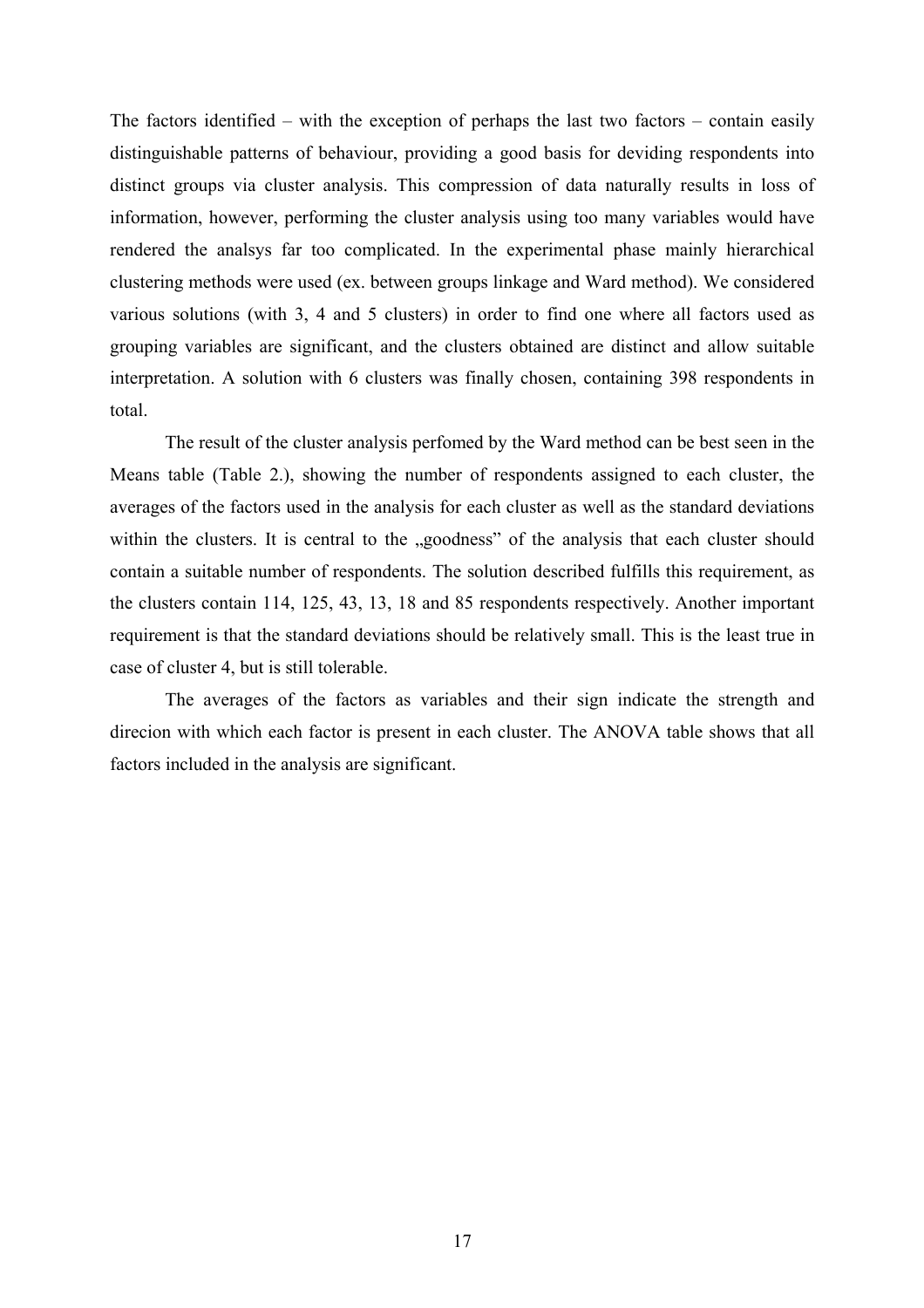The factors identified – with the exception of perhaps the last two factors – contain easily distinguishable patterns of behaviour, providing a good basis for deviding respondents into distinct groups via cluster analysis. This compression of data naturally results in loss of information, however, performing the cluster analysis using too many variables would have rendered the analsys far too complicated. In the experimental phase mainly hierarchical clustering methods were used (ex. between groups linkage and Ward method). We considered various solutions (with 3, 4 and 5 clusters) in order to find one where all factors used as grouping variables are significant, and the clusters obtained are distinct and allow suitable interpretation. A solution with 6 clusters was finally chosen, containing 398 respondents in total.

The result of the cluster analysis perfomed by the Ward method can be best seen in the Means table (Table 2.), showing the number of respondents assigned to each cluster, the averages of the factors used in the analysis for each cluster as well as the standard deviations within the clusters. It is central to the „goodness" of the analysis that each cluster should contain a suitable number of respondents. The solution described fulfills this requirement, as the clusters contain 114, 125, 43, 13, 18 and 85 respondents respectively. Another important requirement is that the standard deviations should be relatively small. This is the least true in case of cluster 4, but is still tolerable.

The averages of the factors as variables and their sign indicate the strength and direcion with which each factor is present in each cluster. The ANOVA table shows that all factors included in the analysis are significant.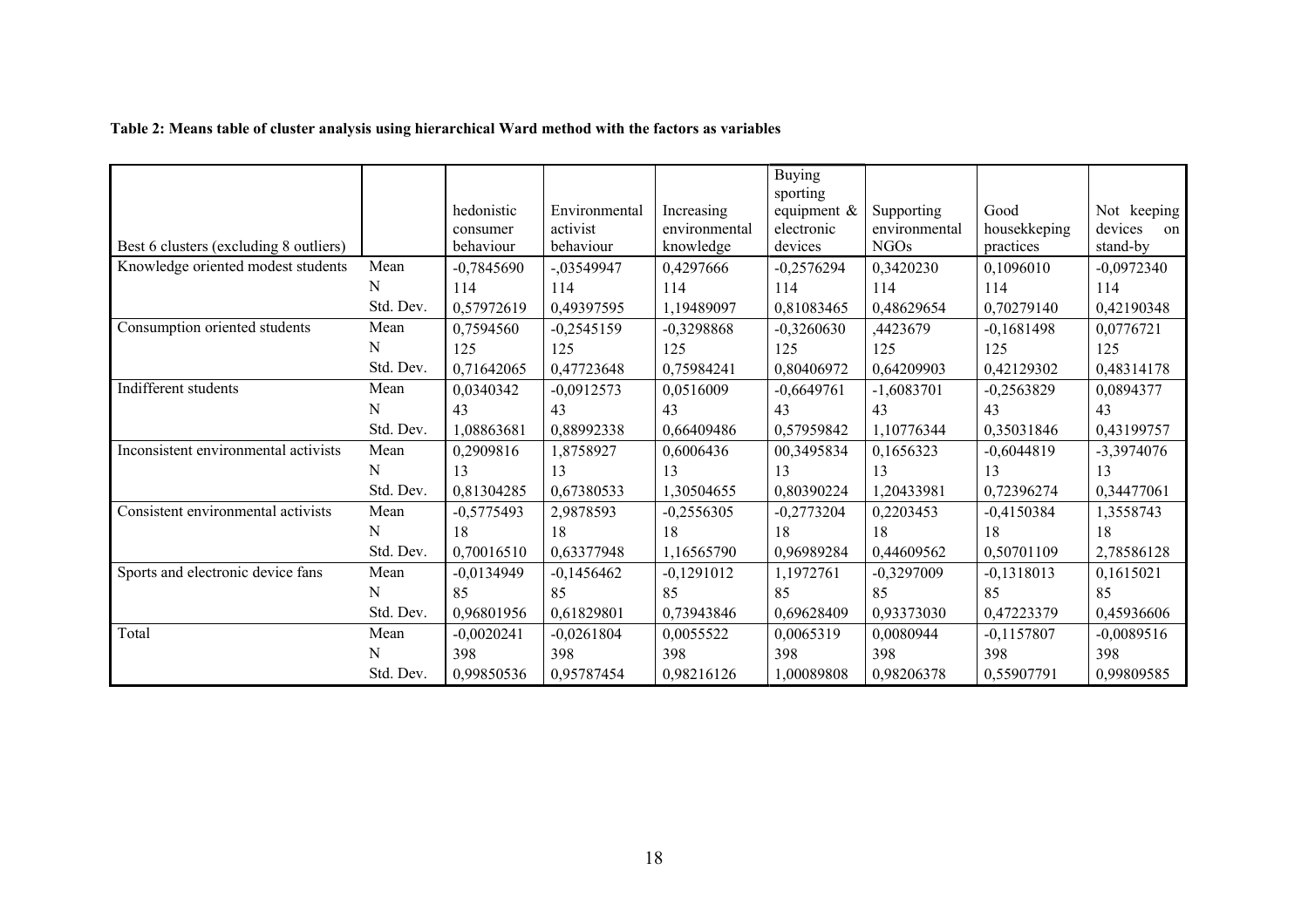**Table 2: Means table of cluster analysis using hierarchical Ward method with the factors as variables**

| Best 6 clusters (excluding 8 outliers) | | hedonistic consumer behaviour | Environmental activist behaviour | Increasing environmental knowledge | Buying sporting equipment & electronic devices | Supporting environmental NGOs | Good housekkeping practices | Not keeping devices on stand-by |
|---|---|---|---|---|---|---|---|---|
| Knowledge oriented modest students | Mean | -0,7845690 | -,03549947 | 0,4297666 | -0,2576294 | 0,3420230 | 0,1096010 | -0,0972340 |
| | N | 114 | 114 | 114 | 114 | 114 | 114 | 114 |
| | Std. Dev. | 0,57972619 | 0,49397595 | 1,19489097 | 0,81083465 | 0,48629654 | 0,70279140 | 0,42190348 |
| Consumption oriented students | Mean | 0,7594560 | -0,2545159 | -0,3298868 | -0,3260630 | ,4423679 | -0,1681498 | 0,0776721 |
| | N | 125 | 125 | 125 | 125 | 125 | 125 | 125 |
| | Std. Dev. | 0,71642065 | 0,47723648 | 0,75984241 | 0,80406972 | 0,64209903 | 0,42129302 | 0,48314178 |
| Indifferent students | Mean | 0,0340342 | -0,0912573 | 0,0516009 | -0,6649761 | -1,6083701 | -0,2563829 | 0,0894377 |
| | N | 43 | 43 | 43 | 43 | 43 | 43 | 43 |
| | Std. Dev. | 1,08863681 | 0,88992338 | 0,66409486 | 0,57959842 | 1,10776344 | 0,35031846 | 0,43199757 |
| Inconsistent environmental activists | Mean | 0,2909816 | 1,8758927 | 0,6006436 | 00,3495834 | 0,1656323 | -0,6044819 | -3,3974076 |
| | N | 13 | 13 | 13 | 13 | 13 | 13 | 13 |
| | Std. Dev. | 0,81304285 | 0,67380533 | 1,30504655 | 0,80390224 | 1,20433981 | 0,72396274 | 0,34477061 |
| Consistent environmental activists | Mean | -0,5775493 | 2,9878593 | -0,2556305 | -0,2773204 | 0,2203453 | -0,4150384 | 1,3558743 |
| | N | 18 | 18 | 18 | 18 | 18 | 18 | 18 |
| | Std. Dev. | 0,70016510 | 0,63377948 | 1,16565790 | 0,96989284 | 0,44609562 | 0,50701109 | 2,78586128 |
| Sports and electronic device fans | Mean | -0,0134949 | -0,1456462 | -0,1291012 | 1,1972761 | -0,3297009 | -0,1318013 | 0,1615021 |
| | N | 85 | 85 | 85 | 85 | 85 | 85 | 85 |
| | Std. Dev. | 0,96801956 | 0,61829801 | 0,73943846 | 0,69628409 | 0,93373030 | 0,47223379 | 0,45936606 |
| Total | Mean | -0,0020241 | -0,0261804 | 0,0055522 | 0,0065319 | 0,0080944 | -0,1157807 | -0,0089516 |
| | N | 398 | 398 | 398 | 398 | 398 | 398 | 398 |
| | Std. Dev. | 0,99850536 | 0,95787454 | 0,98216126 | 1,00089808 | 0,98206378 | 0,55907791 | 0,99809585 |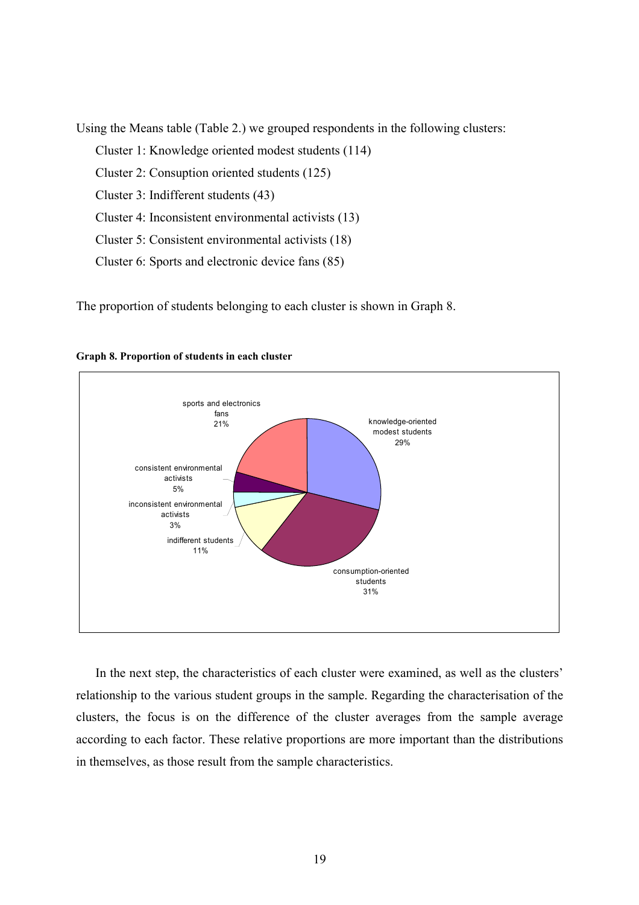Using the Means table (Table 2.) we grouped respondents in the following clusters:

Cluster 1: Knowledge oriented modest students (114)

Cluster 2: Consuption oriented students (125)

Cluster 3: Indifferent students (43)

Cluster 4: Inconsistent environmental activists (13)

Cluster 5: Consistent environmental activists (18)

Cluster 6: Sports and electronic device fans (85)

The proportion of students belonging to each cluster is shown in Graph 8.

**Graph 8. Proportion of students in each cluster**

In the next step, the characteristics of each cluster were examined, as well as the clusters' relationship to the various student groups in the sample. Regarding the characterisation of the clusters, the focus is on the difference of the cluster averages from the sample average according to each factor. These relative proportions are more important than the distributions in themselves, as those result from the sample characteristics.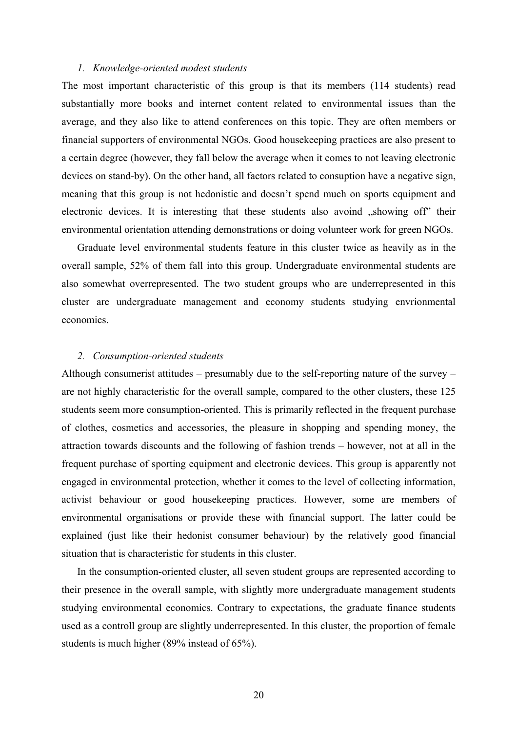*1. Knowledge-oriented modest students*

The most important characteristic of this group is that its members (114 students) read substantially more books and internet content related to environmental issues than the average, and they also like to attend conferences on this topic. They are often members or financial supporters of environmental NGOs. Good housekeeping practices are also present to a certain degree (however, they fall below the average when it comes to not leaving electronic devices on stand-by). On the other hand, all factors related to consuption have a negative sign, meaning that this group is not hedonistic and doesn't spend much on sports equipment and electronic devices. It is interesting that these students also avoind „showing off" their environmental orientation attending demonstrations or doing volunteer work for green NGOs.

Graduate level environmental students feature in this cluster twice as heavily as in the overall sample, 52% of them fall into this group. Undergraduate environmental students are also somewhat overrepresented. The two student groups who are underrepresented in this cluster are undergraduate management and economy students studying envrionmental economics.

*2. Consumption-oriented students*

Although consumerist attitudes – presumably due to the self-reporting nature of the survey – are not highly characteristic for the overall sample, compared to the other clusters, these 125 students seem more consumption-oriented. This is primarily reflected in the frequent purchase of clothes, cosmetics and accessories, the pleasure in shopping and spending money, the attraction towards discounts and the following of fashion trends – however, not at all in the frequent purchase of sporting equipment and electronic devices. This group is apparently not engaged in environmental protection, whether it comes to the level of collecting information, activist behaviour or good housekeeping practices. However, some are members of environmental organisations or provide these with financial support. The latter could be explained (just like their hedonist consumer behaviour) by the relatively good financial situation that is characteristic for students in this cluster.

In the consumption-oriented cluster, all seven student groups are represented according to their presence in the overall sample, with slightly more undergraduate management students studying environmental economics. Contrary to expectations, the graduate finance students used as a controll group are slightly underrepresented. In this cluster, the proportion of female students is much higher (89% instead of 65%).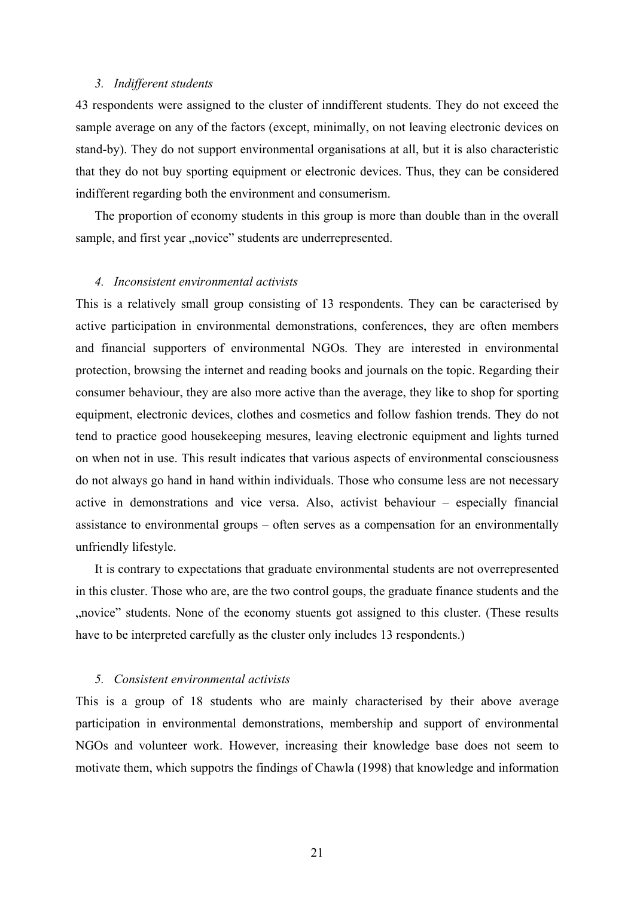### 3. Indifferent students

43 respondents were assigned to the cluster of inndifferent students. They do not exceed the sample average on any of the factors (except, minimally, on not leaving electronic devices on stand-by). They do not support environmental organisations at all, but it is also characteristic that they do not buy sporting equipment or electronic devices. Thus, they can be considered indifferent regarding both the environment and consumerism.

The proportion of economy students in this group is more than double than in the overall sample, and first year „novice" students are underrepresented.

### 4. Inconsistent environmental activists

This is a relatively small group consisting of 13 respondents. They can be caracterised by active participation in environmental demonstrations, conferences, they are often members and financial supporters of environmental NGOs. They are interested in environmental protection, browsing the internet and reading books and journals on the topic. Regarding their consumer behaviour, they are also more active than the average, they like to shop for sporting equipment, electronic devices, clothes and cosmetics and follow fashion trends. They do not tend to practice good housekeeping mesures, leaving electronic equipment and lights turned on when not in use. This result indicates that various aspects of environmental consciousness do not always go hand in hand within individuals. Those who consume less are not necessary active in demonstrations and vice versa. Also, activist behaviour – especially financial assistance to environmental groups – often serves as a compensation for an environmentally unfriendly lifestyle.

It is contrary to expectations that graduate environmental students are not overrepresented in this cluster. Those who are, are the two control goups, the graduate finance students and the „novice" students. None of the economy stuents got assigned to this cluster. (These results have to be interpreted carefully as the cluster only includes 13 respondents.)

### 5. Consistent environmental activists

This is a group of 18 students who are mainly characterised by their above average participation in environmental demonstrations, membership and support of environmental NGOs and volunteer work. However, increasing their knowledge base does not seem to motivate them, which suppotrs the findings of Chawla (1998) that knowledge and information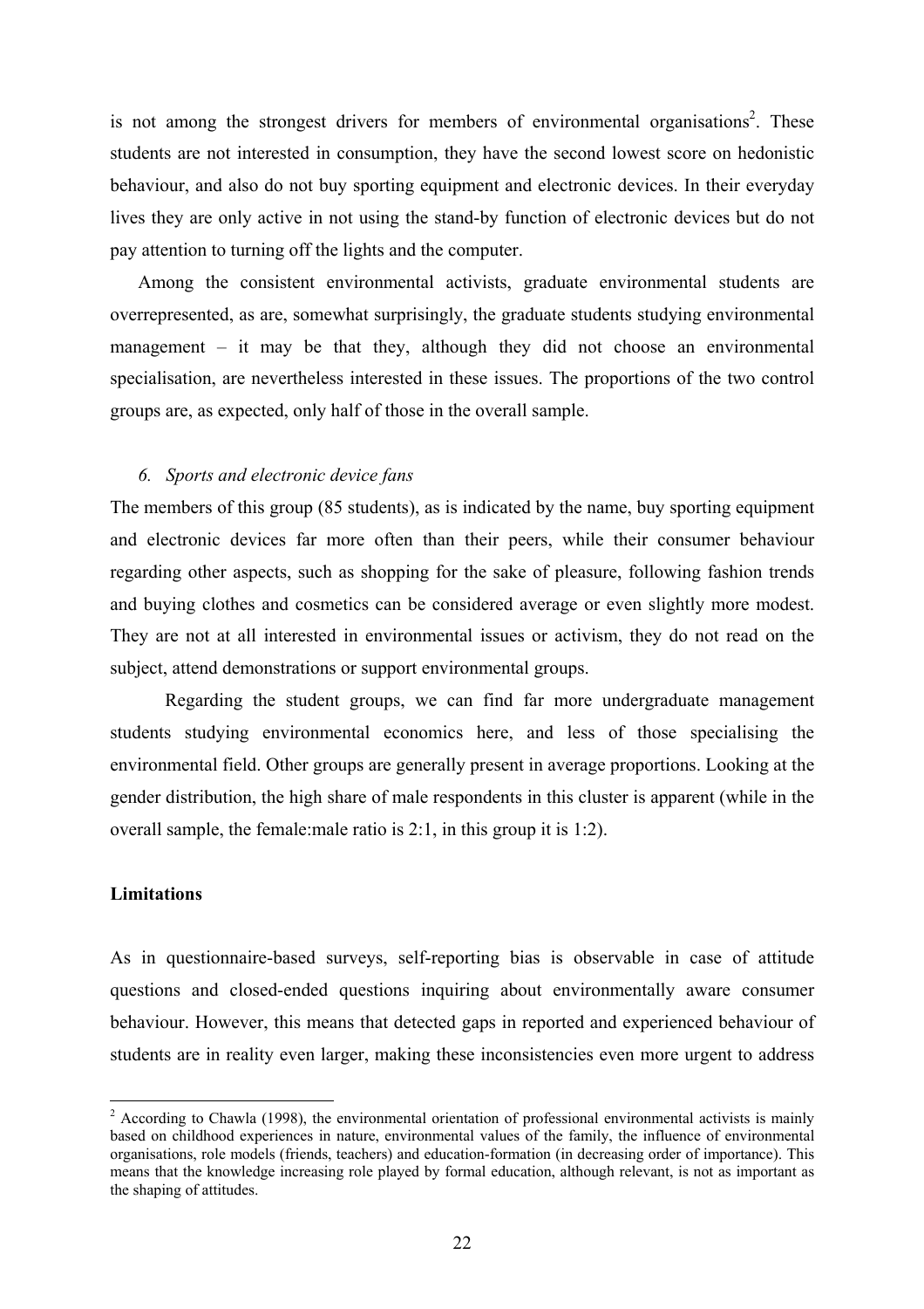is not among the strongest drivers for members of environmental organisations[2]. These students are not interested in consumption, they have the second lowest score on hedonistic behaviour, and also do not buy sporting equipment and electronic devices. In their everyday lives they are only active in not using the stand-by function of electronic devices but do not pay attention to turning off the lights and the computer.

Among the consistent environmental activists, graduate environmental students are overrepresented, as are, somewhat surprisingly, the graduate students studying environmental management – it may be that they, although they did not choose an environmental specialisation, are nevertheless interested in these issues. The proportions of the two control groups are, as expected, only half of those in the overall sample.

*6. Sports and electronic device fans*

The members of this group (85 students), as is indicated by the name, buy sporting equipment and electronic devices far more often than their peers, while their consumer behaviour regarding other aspects, such as shopping for the sake of pleasure, following fashion trends and buying clothes and cosmetics can be considered average or even slightly more modest. They are not at all interested in environmental issues or activism, they do not read on the subject, attend demonstrations or support environmental groups.

Regarding the student groups, we can find far more undergraduate management students studying environmental economics here, and less of those specialising the environmental field. Other groups are generally present in average proportions. Looking at the gender distribution, the high share of male respondents in this cluster is apparent (while in the overall sample, the female:male ratio is 2:1, in this group it is 1:2).

## Limitations

As in questionnaire-based surveys, self-reporting bias is observable in case of attitude questions and closed-ended questions inquiring about environmentally aware consumer behaviour. However, this means that detected gaps in reported and experienced behaviour of students are in reality even larger, making these inconsistencies even more urgent to address

[2] According to Chawla (1998), the environmental orientation of professional environmental activists is mainly based on childhood experiences in nature, environmental values of the family, the influence of environmental organisations, role models (friends, teachers) and education-formation (in decreasing order of importance). This means that the knowledge increasing role played by formal education, although relevant, is not as important as the shaping of attitudes.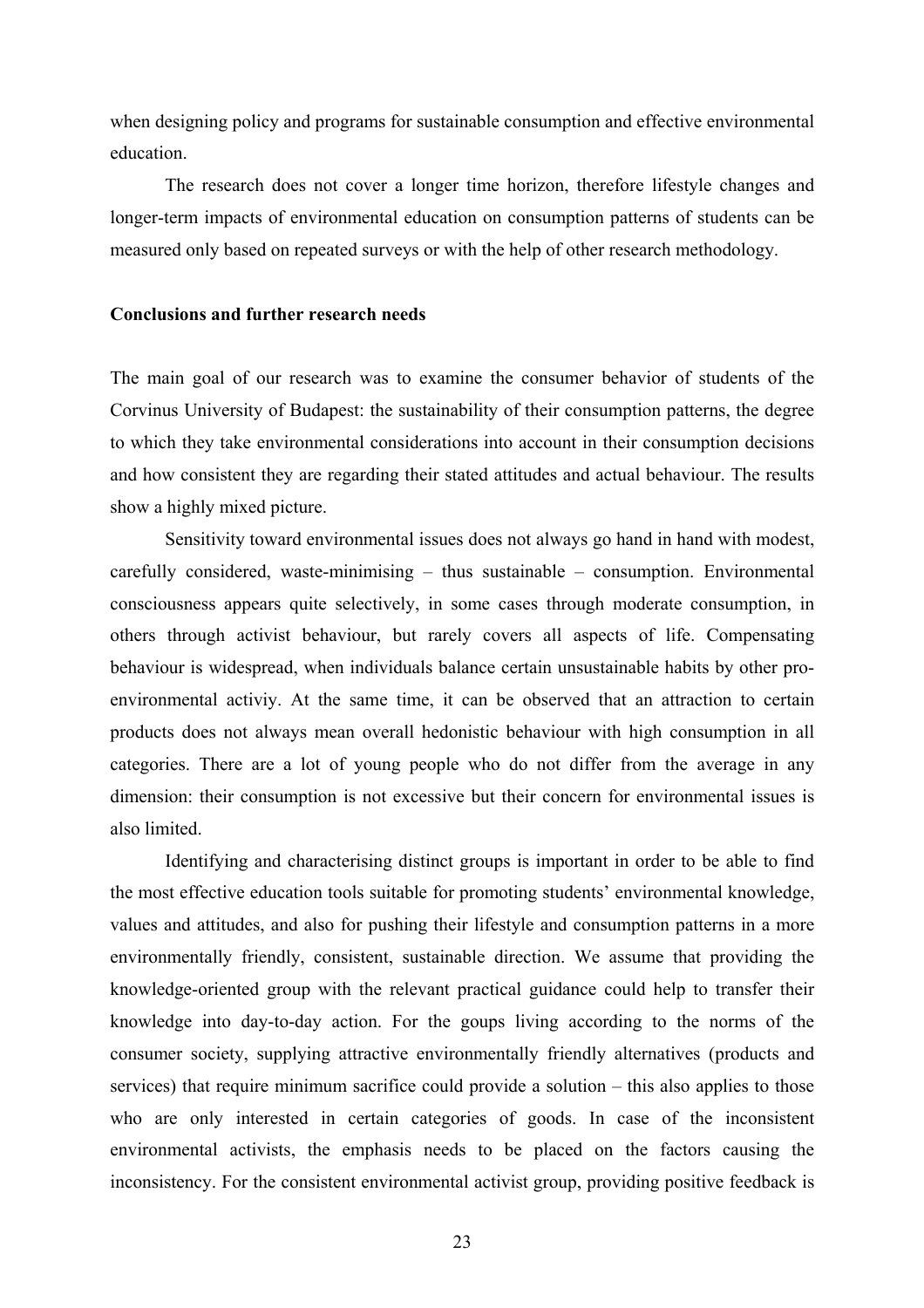when designing policy and programs for sustainable consumption and effective environmental education.

The research does not cover a longer time horizon, therefore lifestyle changes and longer-term impacts of environmental education on consumption patterns of students can be measured only based on repeated surveys or with the help of other research methodology.

**Conclusions and further research needs**

The main goal of our research was to examine the consumer behavior of students of the Corvinus University of Budapest: the sustainability of their consumption patterns, the degree to which they take environmental considerations into account in their consumption decisions and how consistent they are regarding their stated attitudes and actual behaviour. The results show a highly mixed picture.

Sensitivity toward environmental issues does not always go hand in hand with modest, carefully considered, waste-minimising – thus sustainable – consumption. Environmental consciousness appears quite selectively, in some cases through moderate consumption, in others through activist behaviour, but rarely covers all aspects of life. Compensating behaviour is widespread, when individuals balance certain unsustainable habits by other pro-environmental activiy. At the same time, it can be observed that an attraction to certain products does not always mean overall hedonistic behaviour with high consumption in all categories. There are a lot of young people who do not differ from the average in any dimension: their consumption is not excessive but their concern for environmental issues is also limited.

Identifying and characterising distinct groups is important in order to be able to find the most effective education tools suitable for promoting students' environmental knowledge, values and attitudes, and also for pushing their lifestyle and consumption patterns in a more environmentally friendly, consistent, sustainable direction. We assume that providing the knowledge-oriented group with the relevant practical guidance could help to transfer their knowledge into day-to-day action. For the goups living according to the norms of the consumer society, supplying attractive environmentally friendly alternatives (products and services) that require minimum sacrifice could provide a solution – this also applies to those who are only interested in certain categories of goods. In case of the inconsistent environmental activists, the emphasis needs to be placed on the factors causing the inconsistency. For the consistent environmental activist group, providing positive feedback is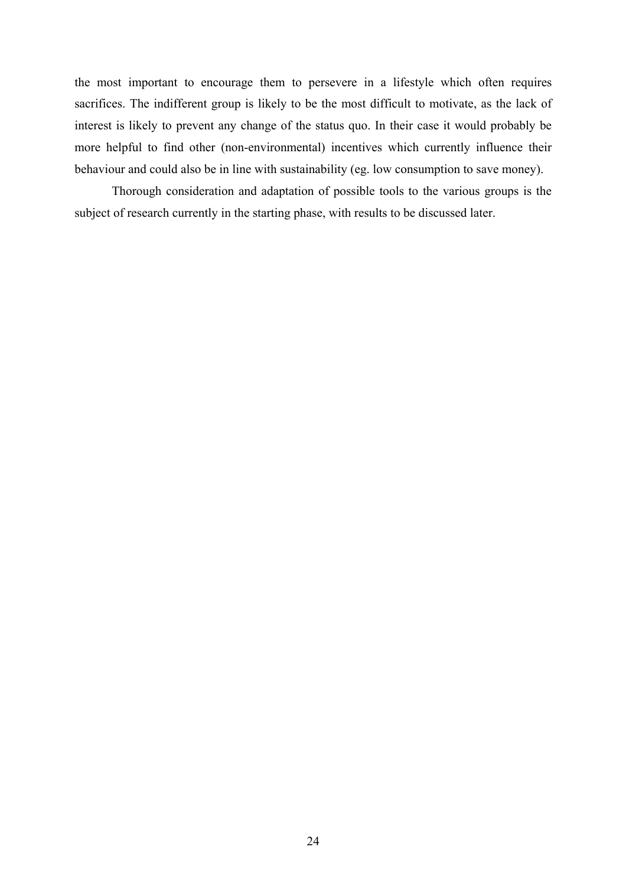the most important to encourage them to persevere in a lifestyle which often requires sacrifices. The indifferent group is likely to be the most difficult to motivate, as the lack of interest is likely to prevent any change of the status quo. In their case it would probably be more helpful to find other (non-environmental) incentives which currently influence their behaviour and could also be in line with sustainability (eg. low consumption to save money).

Thorough consideration and adaptation of possible tools to the various groups is the subject of research currently in the starting phase, with results to be discussed later.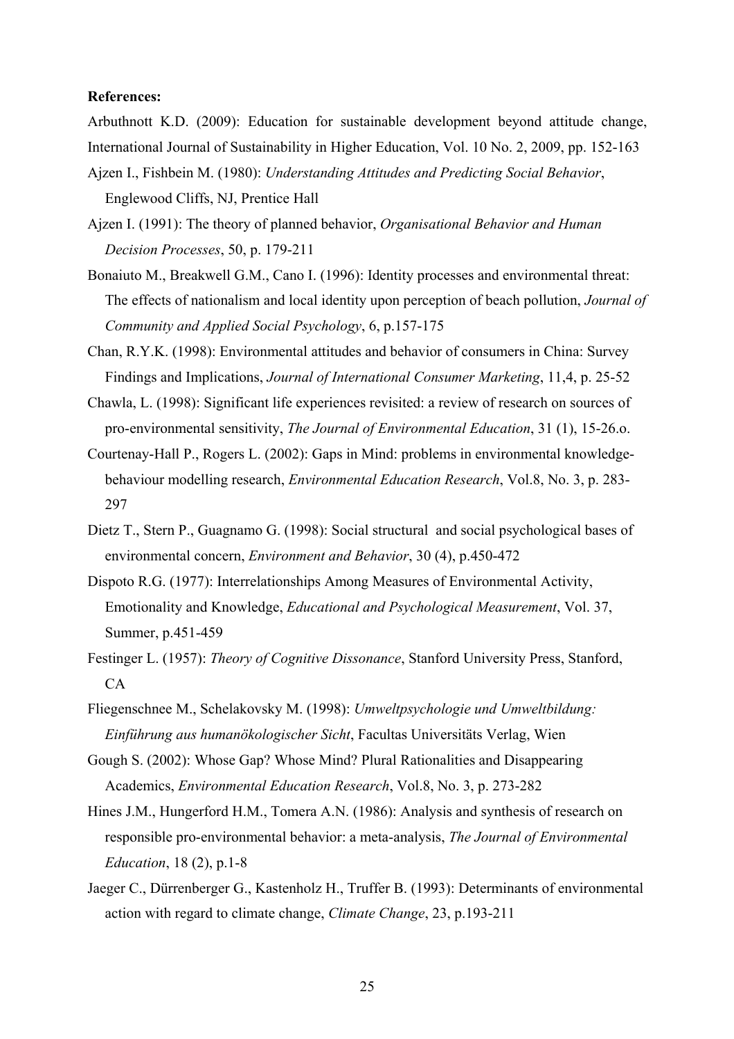**References:**

Arbuthnott K.D. (2009): Education for sustainable development beyond attitude change, International Journal of Sustainability in Higher Education, Vol. 10 No. 2, 2009, pp. 152-163

Ajzen I., Fishbein M. (1980): *Understanding Attitudes and Predicting Social Behavior*, Englewood Cliffs, NJ, Prentice Hall

Ajzen I. (1991): The theory of planned behavior, *Organisational Behavior and Human Decision Processes*, 50, p. 179-211

Bonaiuto M., Breakwell G.M., Cano I. (1996): Identity processes and environmental threat: The effects of nationalism and local identity upon perception of beach pollution, *Journal of Community and Applied Social Psychology*, 6, p.157-175

Chan, R.Y.K. (1998): Environmental attitudes and behavior of consumers in China: Survey Findings and Implications, *Journal of International Consumer Marketing*, 11,4, p. 25-52

Chawla, L. (1998): Significant life experiences revisited: a review of research on sources of pro-environmental sensitivity, *The Journal of Environmental Education*, 31 (1), 15-26.o.

Courtenay-Hall P., Rogers L. (2002): Gaps in Mind: problems in environmental knowledge-behaviour modelling research, *Environmental Education Research*, Vol.8, No. 3, p. 283-297

Dietz T., Stern P., Guagnamo G. (1998): Social structural and social psychological bases of environmental concern, *Environment and Behavior*, 30 (4), p.450-472

Dispoto R.G. (1977): Interrelationships Among Measures of Environmental Activity, Emotionality and Knowledge, *Educational and Psychological Measurement*, Vol. 37, Summer, p.451-459

Festinger L. (1957): *Theory of Cognitive Dissonance*, Stanford University Press, Stanford, CA

Fliegenschnee M., Schelakovsky M. (1998): *Umweltpsychologie und Umweltbildung: Einführung aus humanökologischer Sicht*, Facultas Universitäts Verlag, Wien

Gough S. (2002): Whose Gap? Whose Mind? Plural Rationalities and Disappearing Academics, *Environmental Education Research*, Vol.8, No. 3, p. 273-282

Hines J.M., Hungerford H.M., Tomera A.N. (1986): Analysis and synthesis of research on responsible pro-environmental behavior: a meta-analysis, *The Journal of Environmental Education*, 18 (2), p.1-8

Jaeger C., Dürrenberger G., Kastenholz H., Truffer B. (1993): Determinants of environmental action with regard to climate change, *Climate Change*, 23, p.193-211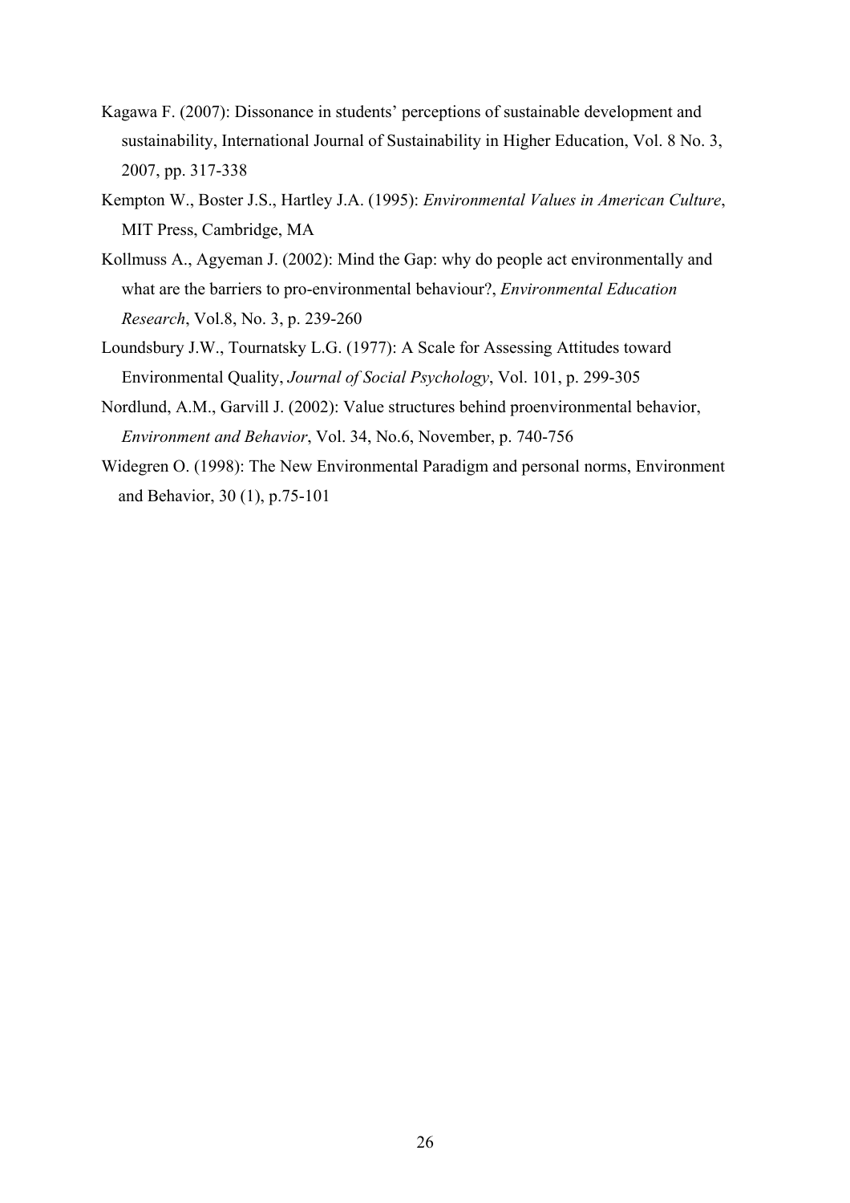Kagawa F. (2007): Dissonance in students' perceptions of sustainable development and sustainability, International Journal of Sustainability in Higher Education, Vol. 8 No. 3, 2007, pp. 317-338

Kempton W., Boster J.S., Hartley J.A. (1995): *Environmental Values in American Culture*, MIT Press, Cambridge, MA

Kollmuss A., Agyeman J. (2002): Mind the Gap: why do people act environmentally and what are the barriers to pro-environmental behaviour?, *Environmental Education Research*, Vol.8, No. 3, p. 239-260

Loundsbury J.W., Tournatsky L.G. (1977): A Scale for Assessing Attitudes toward Environmental Quality, *Journal of Social Psychology*, Vol. 101, p. 299-305

Nordlund, A.M., Garvill J. (2002): Value structures behind proenvironmental behavior, *Environment and Behavior*, Vol. 34, No.6, November, p. 740-756

Widegren O. (1998): The New Environmental Paradigm and personal norms, Environment and Behavior, 30 (1), p.75-101